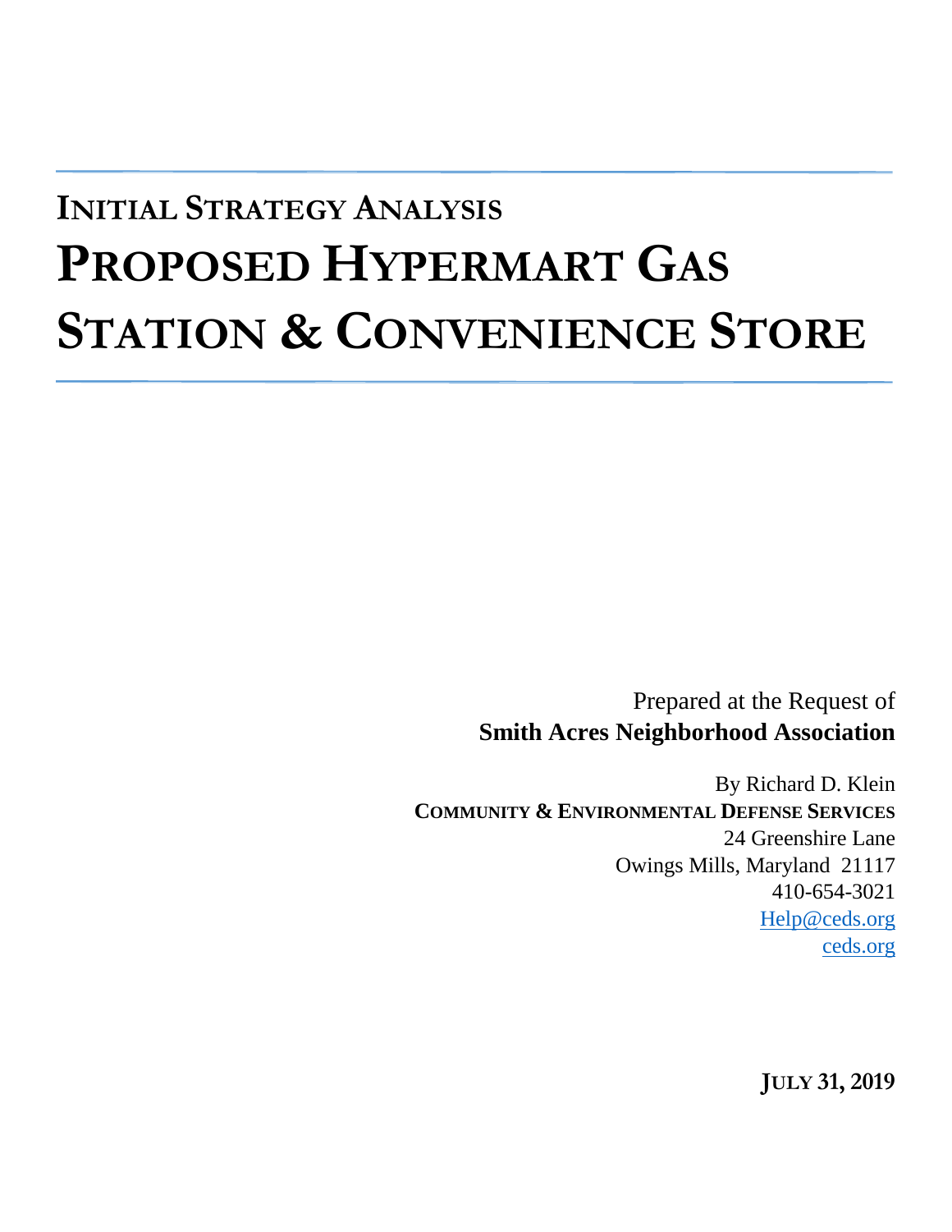# INITIAL STRATEGY ANALYSIS

# PROPOSED HYPERMART GAS STATION & CONVENIENCE STORE

Prepared at the Request of
**Smith Acres Neighborhood Association**

By Richard D. Klein
**COMMUNITY & ENVIRONMENTAL DEFENSE SERVICES**
24 Greenshire Lane
Owings Mills, Maryland 21117
410-654-3021
Help@ceds.org
ceds.org

**JULY 31, 2019**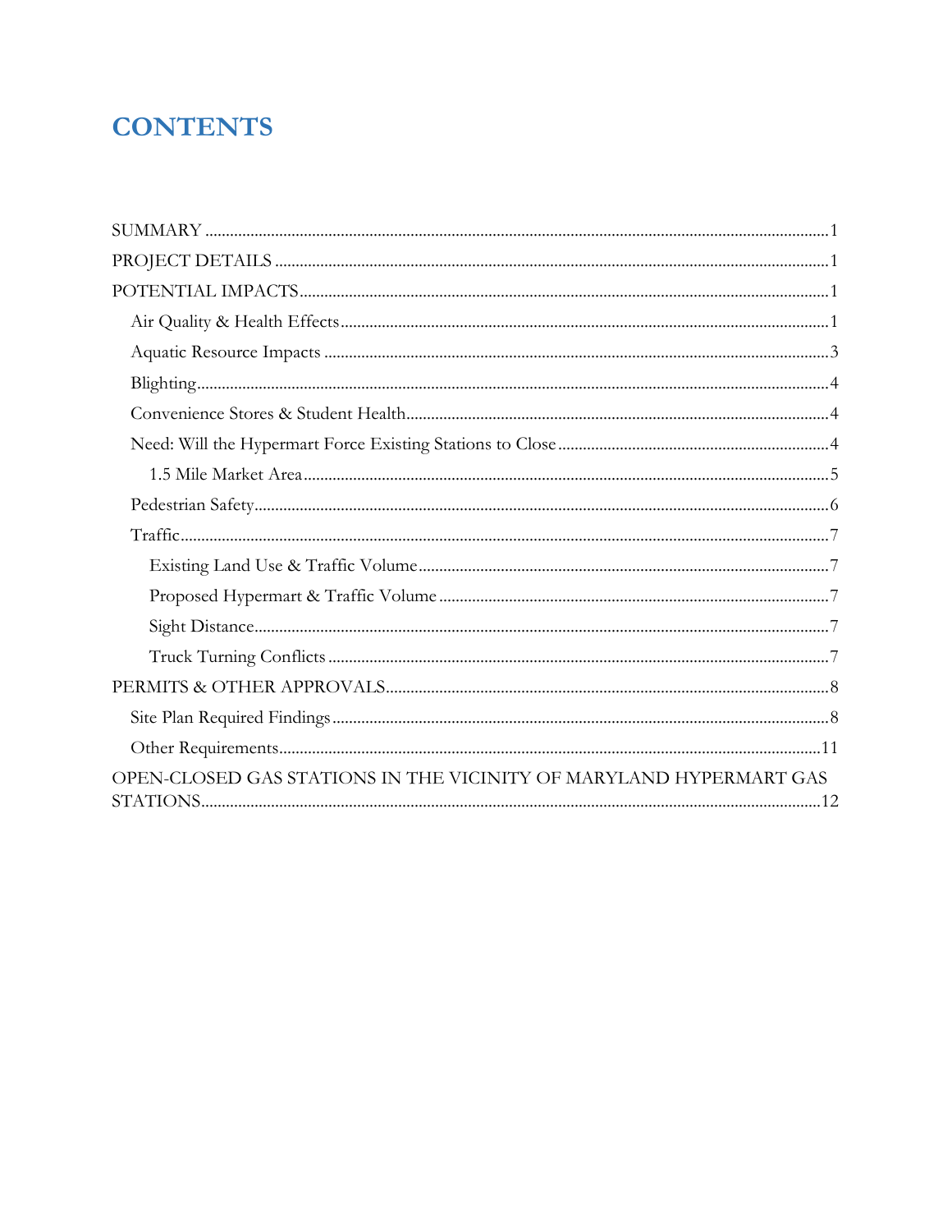# CONTENTS

SUMMARY .......... 1
PROJECT DETAILS .......... 1
POTENTIAL IMPACTS .......... 1
- Air Quality & Health Effects .......... 1
- Aquatic Resource Impacts .......... 3
- Blighting .......... 4
- Convenience Stores & Student Health .......... 4
- Need: Will the Hypermart Force Existing Stations to Close .......... 4
  - 1.5 Mile Market Area .......... 5
- Pedestrian Safety .......... 6
- Traffic .......... 7
  - Existing Land Use & Traffic Volume .......... 7
  - Proposed Hypermart & Traffic Volume .......... 7
  - Sight Distance .......... 7
  - Truck Turning Conflicts .......... 7

PERMITS & OTHER APPROVALS .......... 8
- Site Plan Required Findings .......... 8
- Other Requirements .......... 11

OPEN-CLOSED GAS STATIONS IN THE VICINITY OF MARYLAND HYPERMART GAS STATIONS .......... 12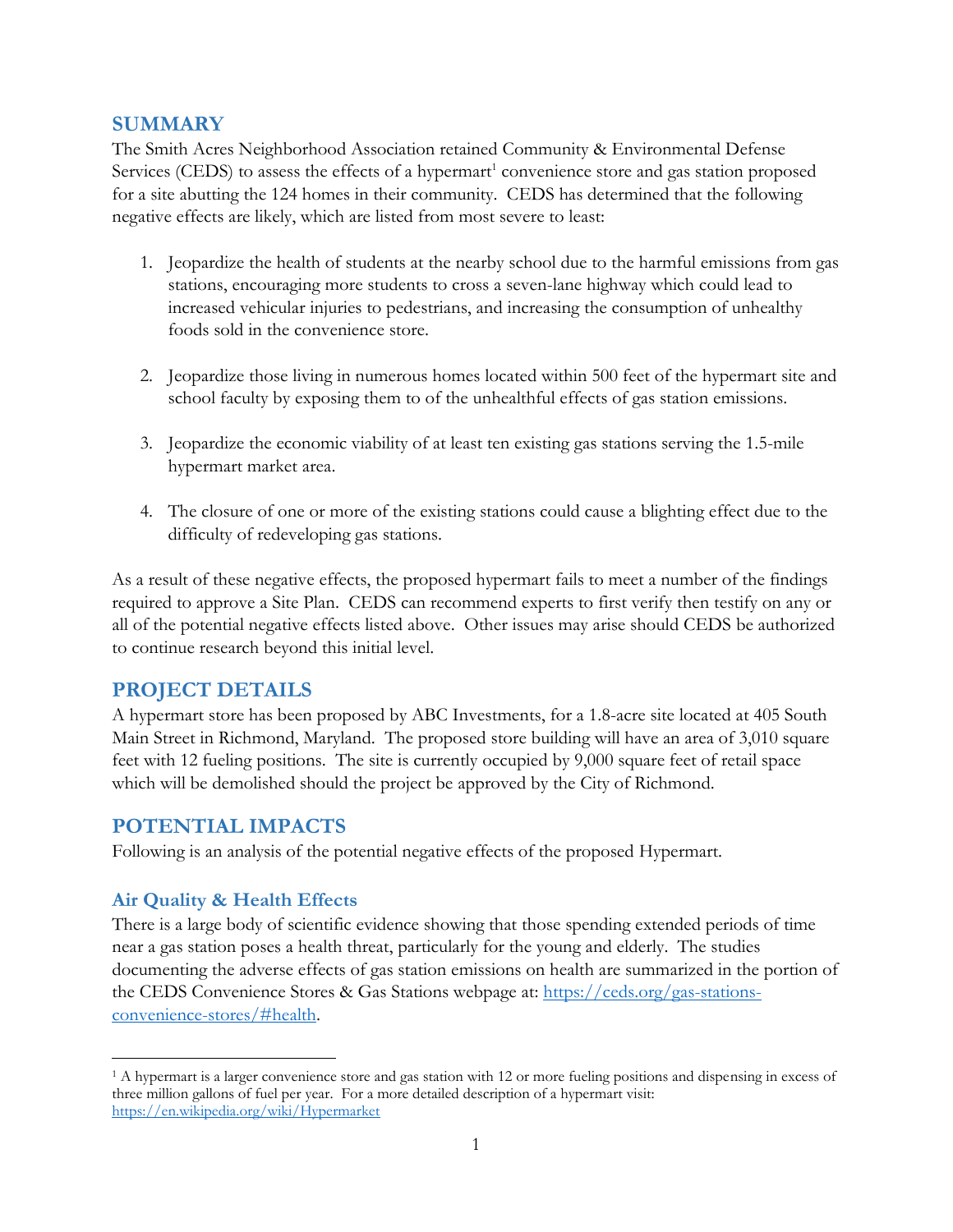## SUMMARY

The Smith Acres Neighborhood Association retained Community & Environmental Defense Services (CEDS) to assess the effects of a hypermart[1] convenience store and gas station proposed for a site abutting the 124 homes in their community. CEDS has determined that the following negative effects are likely, which are listed from most severe to least:

1. Jeopardize the health of students at the nearby school due to the harmful emissions from gas stations, encouraging more students to cross a seven-lane highway which could lead to increased vehicular injuries to pedestrians, and increasing the consumption of unhealthy foods sold in the convenience store.

2. Jeopardize those living in numerous homes located within 500 feet of the hypermart site and school faculty by exposing them to of the unhealthful effects of gas station emissions.

3. Jeopardize the economic viability of at least ten existing gas stations serving the 1.5-mile hypermart market area.

4. The closure of one or more of the existing stations could cause a blighting effect due to the difficulty of redeveloping gas stations.

As a result of these negative effects, the proposed hypermart fails to meet a number of the findings required to approve a Site Plan. CEDS can recommend experts to first verify then testify on any or all of the potential negative effects listed above. Other issues may arise should CEDS be authorized to continue research beyond this initial level.

## PROJECT DETAILS

A hypermart store has been proposed by ABC Investments, for a 1.8-acre site located at 405 South Main Street in Richmond, Maryland. The proposed store building will have an area of 3,010 square feet with 12 fueling positions. The site is currently occupied by 9,000 square feet of retail space which will be demolished should the project be approved by the City of Richmond.

## POTENTIAL IMPACTS

Following is an analysis of the potential negative effects of the proposed Hypermart.

### Air Quality & Health Effects

There is a large body of scientific evidence showing that those spending extended periods of time near a gas station poses a health threat, particularly for the young and elderly. The studies documenting the adverse effects of gas station emissions on health are summarized in the portion of the CEDS Convenience Stores & Gas Stations webpage at: [https://ceds.org/gas-stations-convenience-stores/#health](https://ceds.org/gas-stations-convenience-stores/#health).

---

[1] A hypermart is a larger convenience store and gas station with 12 or more fueling positions and dispensing in excess of three million gallons of fuel per year. For a more detailed description of a hypermart visit: [https://en.wikipedia.org/wiki/Hypermarket](https://en.wikipedia.org/wiki/Hypermarket)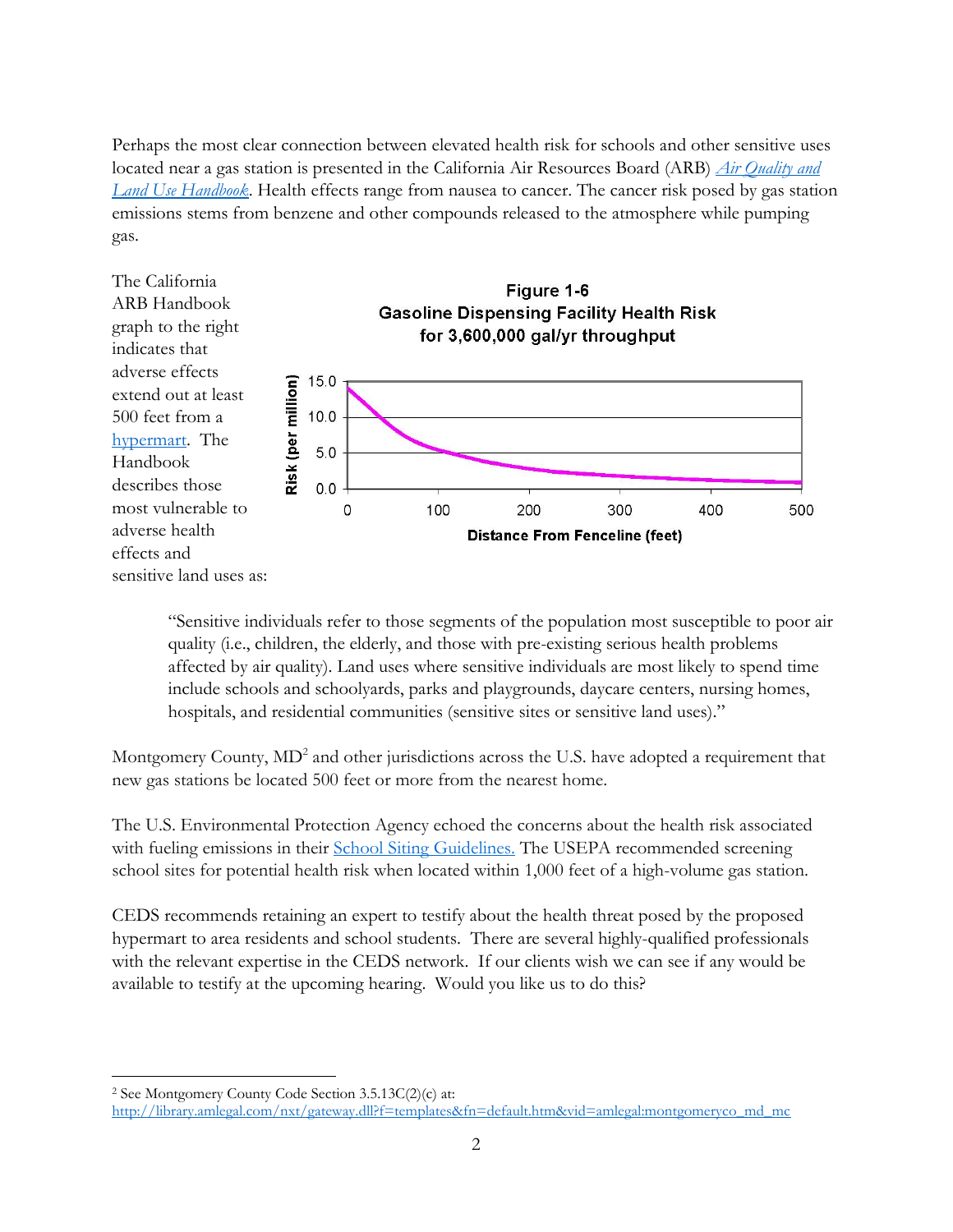Perhaps the most clear connection between elevated health risk for schools and other sensitive uses located near a gas station is presented in the California Air Resources Board (ARB) *Air Quality and Land Use Handbook*. Health effects range from nausea to cancer. The cancer risk posed by gas station emissions stems from benzene and other compounds released to the atmosphere while pumping gas.

The California ARB Handbook graph to the right indicates that adverse effects extend out at least 500 feet from a hypermart. The Handbook describes those most vulnerable to adverse health effects and sensitive land uses as:

**Figure 1-6**
**Gasoline Dispensing Facility Health Risk for 3,600,000 gal/yr throughput**

> "Sensitive individuals refer to those segments of the population most susceptible to poor air quality (i.e., children, the elderly, and those with pre-existing serious health problems affected by air quality). Land uses where sensitive individuals are most likely to spend time include schools and schoolyards, parks and playgrounds, daycare centers, nursing homes, hospitals, and residential communities (sensitive sites or sensitive land uses)."

Montgomery County, MD[2] and other jurisdictions across the U.S. have adopted a requirement that new gas stations be located 500 feet or more from the nearest home.

The U.S. Environmental Protection Agency echoed the concerns about the health risk associated with fueling emissions in their School Siting Guidelines. The USEPA recommended screening school sites for potential health risk when located within 1,000 feet of a high-volume gas station.

CEDS recommends retaining an expert to testify about the health threat posed by the proposed hypermart to area residents and school students. There are several highly-qualified professionals with the relevant expertise in the CEDS network. If our clients wish we can see if any would be available to testify at the upcoming hearing. Would you like us to do this?

---

[2] See Montgomery County Code Section 3.5.13C(2)(c) at: http://library.amlegal.com/nxt/gateway.dll?f=templates&fn=default.htm&vid=amlegal:montgomeryco_md_mc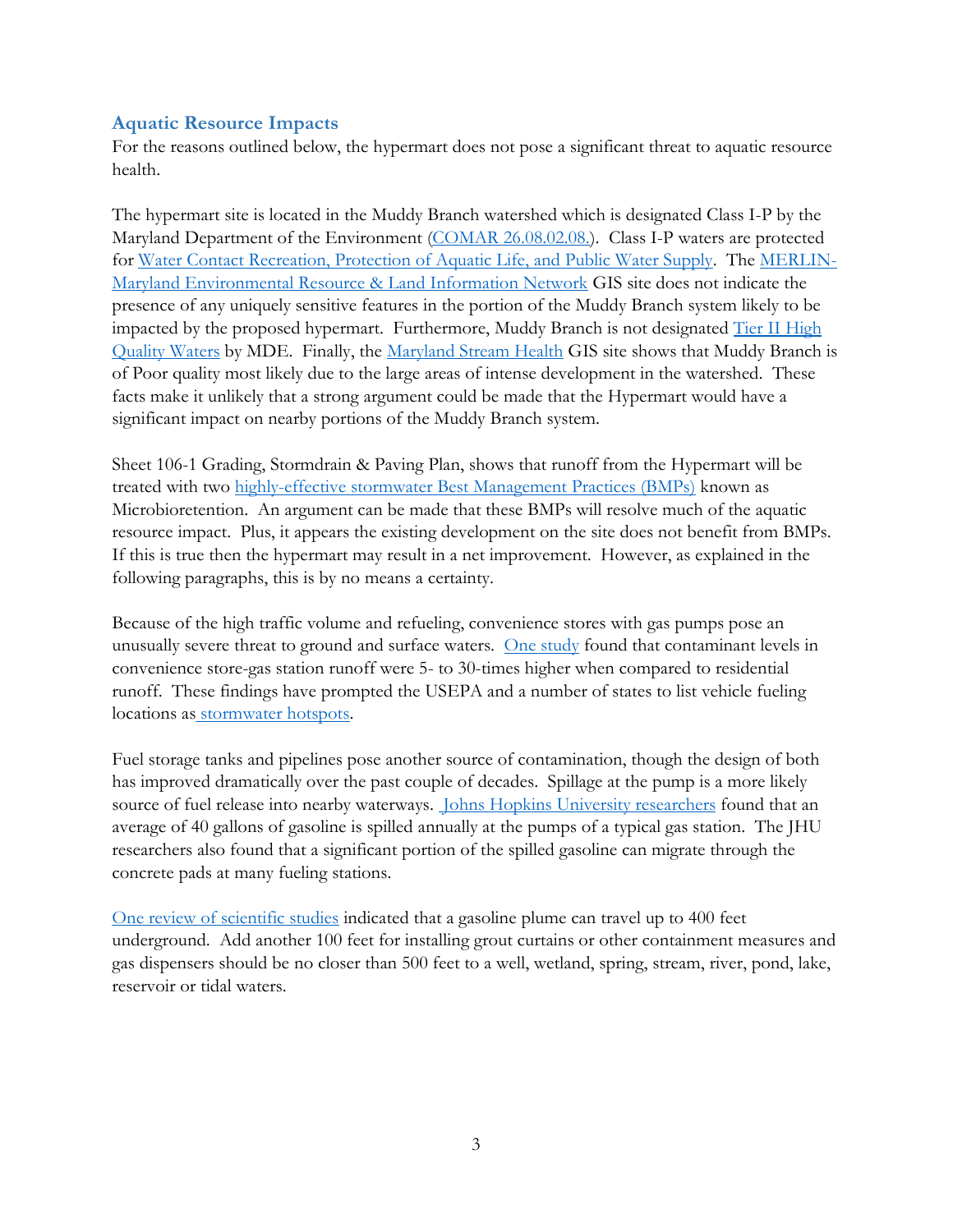## Aquatic Resource Impacts

For the reasons outlined below, the hypermart does not pose a significant threat to aquatic resource health.

The hypermart site is located in the Muddy Branch watershed which is designated Class I-P by the Maryland Department of the Environment (COMAR 26.08.02.08.). Class I-P waters are protected for Water Contact Recreation, Protection of Aquatic Life, and Public Water Supply. The MERLIN-Maryland Environmental Resource & Land Information Network GIS site does not indicate the presence of any uniquely sensitive features in the portion of the Muddy Branch system likely to be impacted by the proposed hypermart. Furthermore, Muddy Branch is not designated Tier II High Quality Waters by MDE. Finally, the Maryland Stream Health GIS site shows that Muddy Branch is of Poor quality most likely due to the large areas of intense development in the watershed. These facts make it unlikely that a strong argument could be made that the Hypermart would have a significant impact on nearby portions of the Muddy Branch system.

Sheet 106-1 Grading, Stormdrain & Paving Plan, shows that runoff from the Hypermart will be treated with two highly-effective stormwater Best Management Practices (BMPs) known as Microbioretention. An argument can be made that these BMPs will resolve much of the aquatic resource impact. Plus, it appears the existing development on the site does not benefit from BMPs. If this is true then the hypermart may result in a net improvement. However, as explained in the following paragraphs, this is by no means a certainty.

Because of the high traffic volume and refueling, convenience stores with gas pumps pose an unusually severe threat to ground and surface waters. One study found that contaminant levels in convenience store-gas station runoff were 5- to 30-times higher when compared to residential runoff. These findings have prompted the USEPA and a number of states to list vehicle fueling locations as stormwater hotspots.

Fuel storage tanks and pipelines pose another source of contamination, though the design of both has improved dramatically over the past couple of decades. Spillage at the pump is a more likely source of fuel release into nearby waterways. Johns Hopkins University researchers found that an average of 40 gallons of gasoline is spilled annually at the pumps of a typical gas station. The JHU researchers also found that a significant portion of the spilled gasoline can migrate through the concrete pads at many fueling stations.

One review of scientific studies indicated that a gasoline plume can travel up to 400 feet underground. Add another 100 feet for installing grout curtains or other containment measures and gas dispensers should be no closer than 500 feet to a well, wetland, spring, stream, river, pond, lake, reservoir or tidal waters.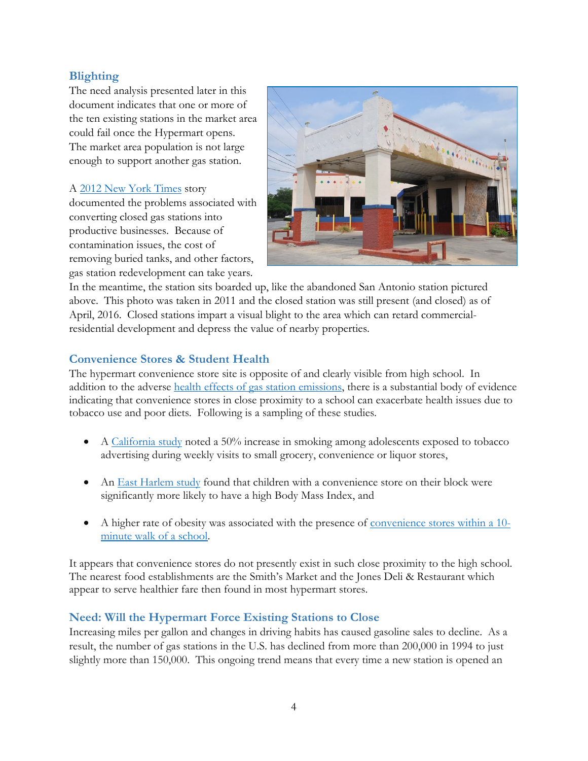## Blighting

The need analysis presented later in this document indicates that one or more of the ten existing stations in the market area could fail once the Hypermart opens. The market area population is not large enough to support another gas station.

A 2012 New York Times story documented the problems associated with converting closed gas stations into productive businesses. Because of contamination issues, the cost of removing buried tanks, and other factors, gas station redevelopment can take years. In the meantime, the station sits boarded up, like the abandoned San Antonio station pictured above. This photo was taken in 2011 and the closed station was still present (and closed) as of April, 2016. Closed stations impart a visual blight to the area which can retard commercial-residential development and depress the value of nearby properties.

## Convenience Stores & Student Health

The hypermart convenience store site is opposite of and clearly visible from high school. In addition to the adverse health effects of gas station emissions, there is a substantial body of evidence indicating that convenience stores in close proximity to a school can exacerbate health issues due to tobacco use and poor diets. Following is a sampling of these studies.

- A California study noted a 50% increase in smoking among adolescents exposed to tobacco advertising during weekly visits to small grocery, convenience or liquor stores,
- An East Harlem study found that children with a convenience store on their block were significantly more likely to have a high Body Mass Index, and
- A higher rate of obesity was associated with the presence of convenience stores within a 10-minute walk of a school.

It appears that convenience stores do not presently exist in such close proximity to the high school. The nearest food establishments are the Smith's Market and the Jones Deli & Restaurant which appear to serve healthier fare then found in most hypermart stores.

## Need: Will the Hypermart Force Existing Stations to Close

Increasing miles per gallon and changes in driving habits has caused gasoline sales to decline. As a result, the number of gas stations in the U.S. has declined from more than 200,000 in 1994 to just slightly more than 150,000. This ongoing trend means that every time a new station is opened an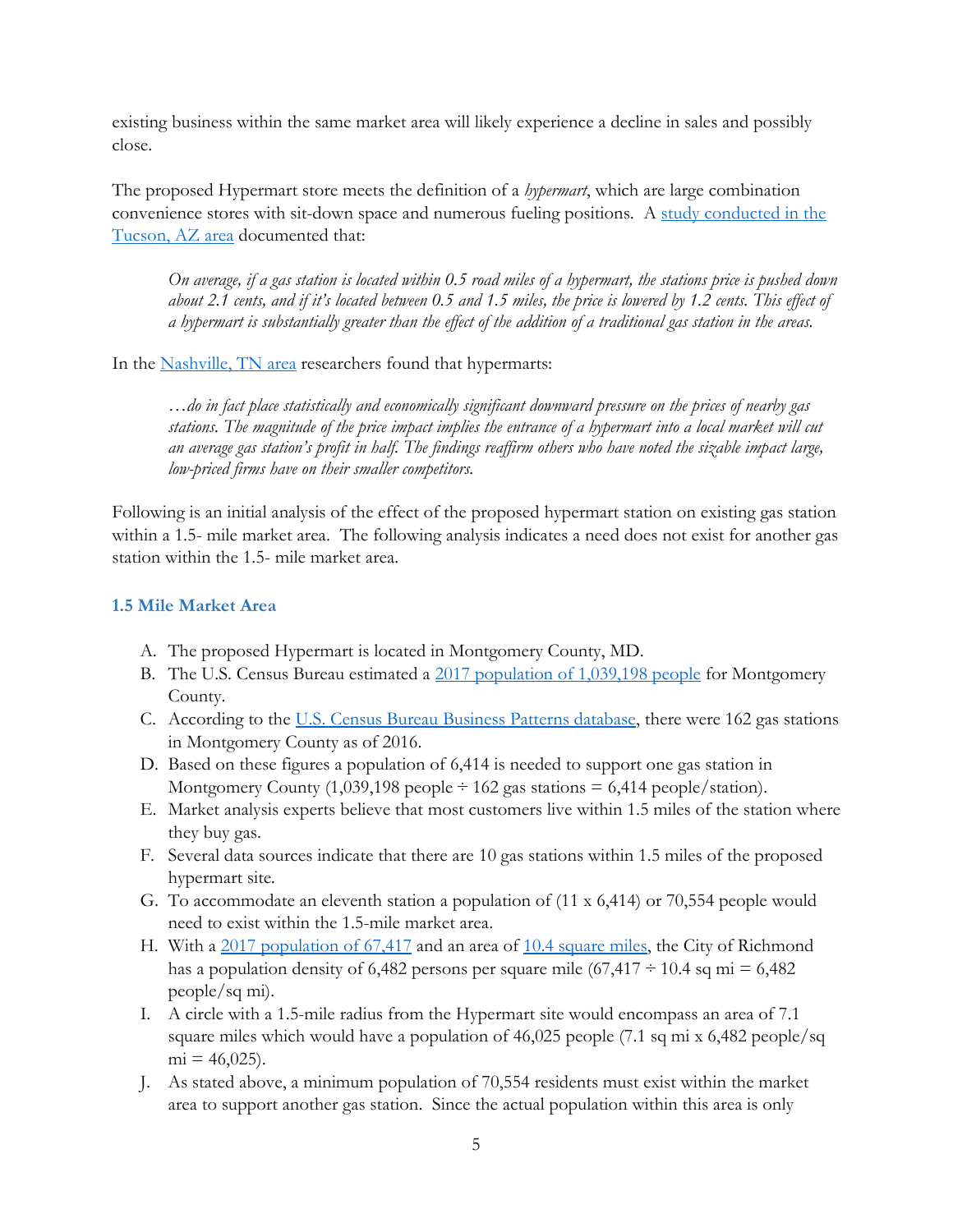existing business within the same market area will likely experience a decline in sales and possibly close.

The proposed Hypermart store meets the definition of a *hypermart*, which are large combination convenience stores with sit-down space and numerous fueling positions. A study conducted in the Tucson, AZ area documented that:

> *On average, if a gas station is located within 0.5 road miles of a hypermart, the stations price is pushed down about 2.1 cents, and if it's located between 0.5 and 1.5 miles, the price is lowered by 1.2 cents. This effect of a hypermart is substantially greater than the effect of the addition of a traditional gas station in the areas.*

In the Nashville, TN area researchers found that hypermarts:

> *…do in fact place statistically and economically significant downward pressure on the prices of nearby gas stations. The magnitude of the price impact implies the entrance of a hypermart into a local market will cut an average gas station's profit in half. The findings reaffirm others who have noted the sizable impact large, low-priced firms have on their smaller competitors.*

Following is an initial analysis of the effect of the proposed hypermart station on existing gas station within a 1.5- mile market area. The following analysis indicates a need does not exist for another gas station within the 1.5- mile market area.

### 1.5 Mile Market Area

A. The proposed Hypermart is located in Montgomery County, MD.
B. The U.S. Census Bureau estimated a 2017 population of 1,039,198 people for Montgomery County.
C. According to the U.S. Census Bureau Business Patterns database, there were 162 gas stations in Montgomery County as of 2016.
D. Based on these figures a population of 6,414 is needed to support one gas station in Montgomery County (1,039,198 people ÷ 162 gas stations = 6,414 people/station).
E. Market analysis experts believe that most customers live within 1.5 miles of the station where they buy gas.
F. Several data sources indicate that there are 10 gas stations within 1.5 miles of the proposed hypermart site.
G. To accommodate an eleventh station a population of (11 x 6,414) or 70,554 people would need to exist within the 1.5-mile market area.
H. With a 2017 population of 67,417 and an area of 10.4 square miles, the City of Richmond has a population density of 6,482 persons per square mile (67,417 ÷ 10.4 sq mi = 6,482 people/sq mi).
I. A circle with a 1.5-mile radius from the Hypermart site would encompass an area of 7.1 square miles which would have a population of 46,025 people (7.1 sq mi x 6,482 people/sq mi = 46,025).
J. As stated above, a minimum population of 70,554 residents must exist within the market area to support another gas station. Since the actual population within this area is only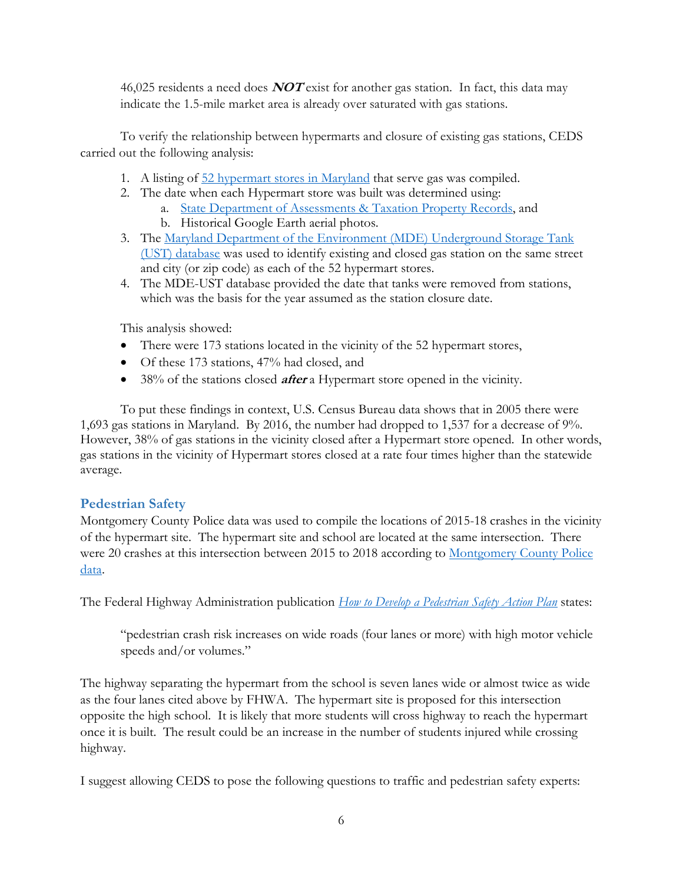46,025 residents a need does ***NOT*** exist for another gas station. In fact, this data may indicate the 1.5-mile market area is already over saturated with gas stations.

To verify the relationship between hypermarts and closure of existing gas stations, CEDS carried out the following analysis:

1. A listing of [52 hypermart stores in Maryland](#) that serve gas was compiled.
2. The date when each Hypermart store was built was determined using:
   a. [State Department of Assessments & Taxation Property Records](#), and
   b. Historical Google Earth aerial photos.
3. The [Maryland Department of the Environment (MDE) Underground Storage Tank (UST) database](#) was used to identify existing and closed gas station on the same street and city (or zip code) as each of the 52 hypermart stores.
4. The MDE-UST database provided the date that tanks were removed from stations, which was the basis for the year assumed as the station closure date.

This analysis showed:

- There were 173 stations located in the vicinity of the 52 hypermart stores,
- Of these 173 stations, 47% had closed, and
- 38% of the stations closed ***after*** a Hypermart store opened in the vicinity.

To put these findings in context, U.S. Census Bureau data shows that in 2005 there were 1,693 gas stations in Maryland. By 2016, the number had dropped to 1,537 for a decrease of 9%. However, 38% of gas stations in the vicinity closed after a Hypermart store opened. In other words, gas stations in the vicinity of Hypermart stores closed at a rate four times higher than the statewide average.

## Pedestrian Safety

Montgomery County Police data was used to compile the locations of 2015-18 crashes in the vicinity of the hypermart site. The hypermart site and school are located at the same intersection. There were 20 crashes at this intersection between 2015 to 2018 according to [Montgomery County Police data](#).

The Federal Highway Administration publication [*How to Develop a Pedestrian Safety Action Plan*](#) states:

> "pedestrian crash risk increases on wide roads (four lanes or more) with high motor vehicle speeds and/or volumes."

The highway separating the hypermart from the school is seven lanes wide or almost twice as wide as the four lanes cited above by FHWA. The hypermart site is proposed for this intersection opposite the high school. It is likely that more students will cross highway to reach the hypermart once it is built. The result could be an increase in the number of students injured while crossing highway.

I suggest allowing CEDS to pose the following questions to traffic and pedestrian safety experts: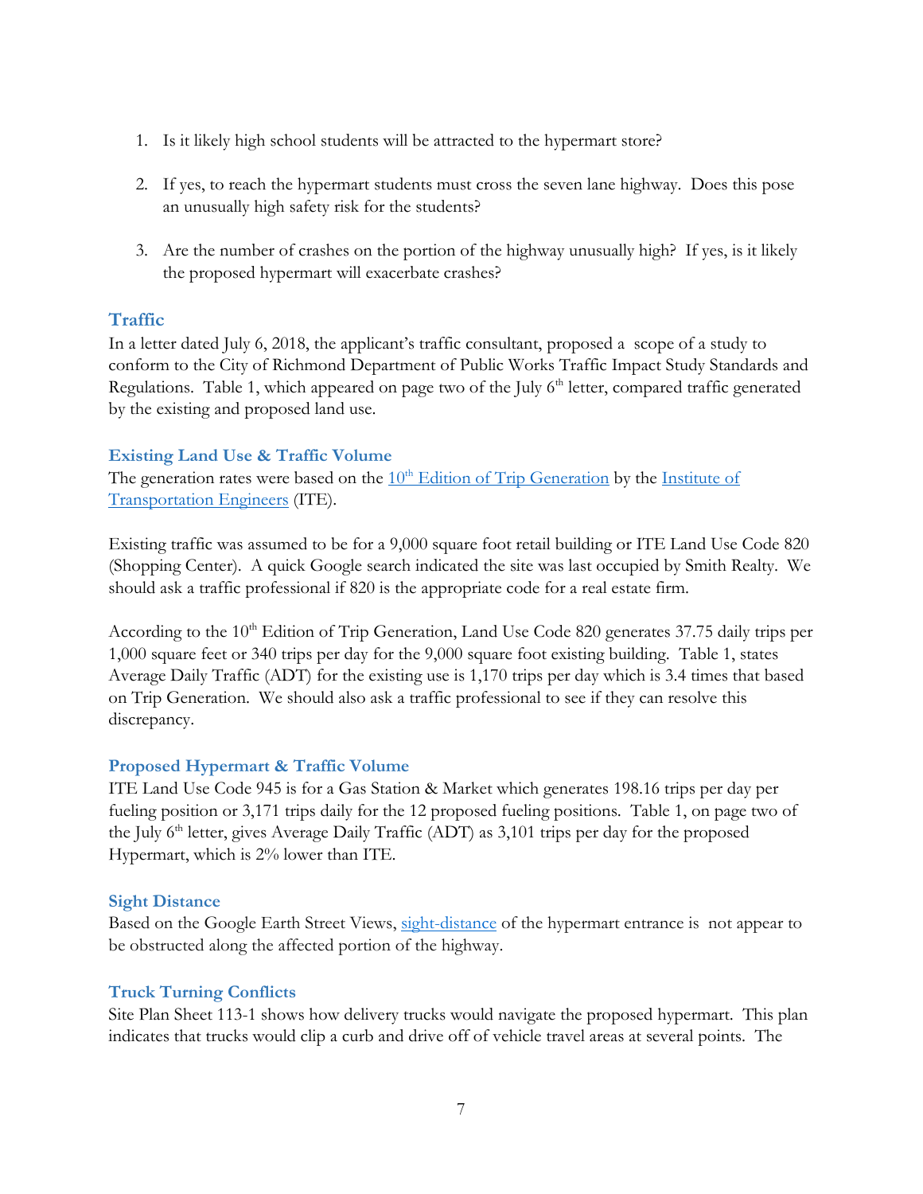1. Is it likely high school students will be attracted to the hypermart store?

2. If yes, to reach the hypermart students must cross the seven lane highway. Does this pose an unusually high safety risk for the students?

3. Are the number of crashes on the portion of the highway unusually high? If yes, is it likely the proposed hypermart will exacerbate crashes?

## Traffic

In a letter dated July 6, 2018, the applicant's traffic consultant, proposed a scope of a study to conform to the City of Richmond Department of Public Works Traffic Impact Study Standards and Regulations. Table 1, which appeared on page two of the July 6th letter, compared traffic generated by the existing and proposed land use.

### Existing Land Use & Traffic Volume

The generation rates were based on the 10th Edition of Trip Generation by the Institute of Transportation Engineers (ITE).

Existing traffic was assumed to be for a 9,000 square foot retail building or ITE Land Use Code 820 (Shopping Center). A quick Google search indicated the site was last occupied by Smith Realty. We should ask a traffic professional if 820 is the appropriate code for a real estate firm.

According to the 10th Edition of Trip Generation, Land Use Code 820 generates 37.75 daily trips per 1,000 square feet or 340 trips per day for the 9,000 square foot existing building. Table 1, states Average Daily Traffic (ADT) for the existing use is 1,170 trips per day which is 3.4 times that based on Trip Generation. We should also ask a traffic professional to see if they can resolve this discrepancy.

### Proposed Hypermart & Traffic Volume

ITE Land Use Code 945 is for a Gas Station & Market which generates 198.16 trips per day per fueling position or 3,171 trips daily for the 12 proposed fueling positions. Table 1, on page two of the July 6th letter, gives Average Daily Traffic (ADT) as 3,101 trips per day for the proposed Hypermart, which is 2% lower than ITE.

### Sight Distance

Based on the Google Earth Street Views, sight-distance of the hypermart entrance is not appear to be obstructed along the affected portion of the highway.

### Truck Turning Conflicts

Site Plan Sheet 113-1 shows how delivery trucks would navigate the proposed hypermart. This plan indicates that trucks would clip a curb and drive off of vehicle travel areas at several points. The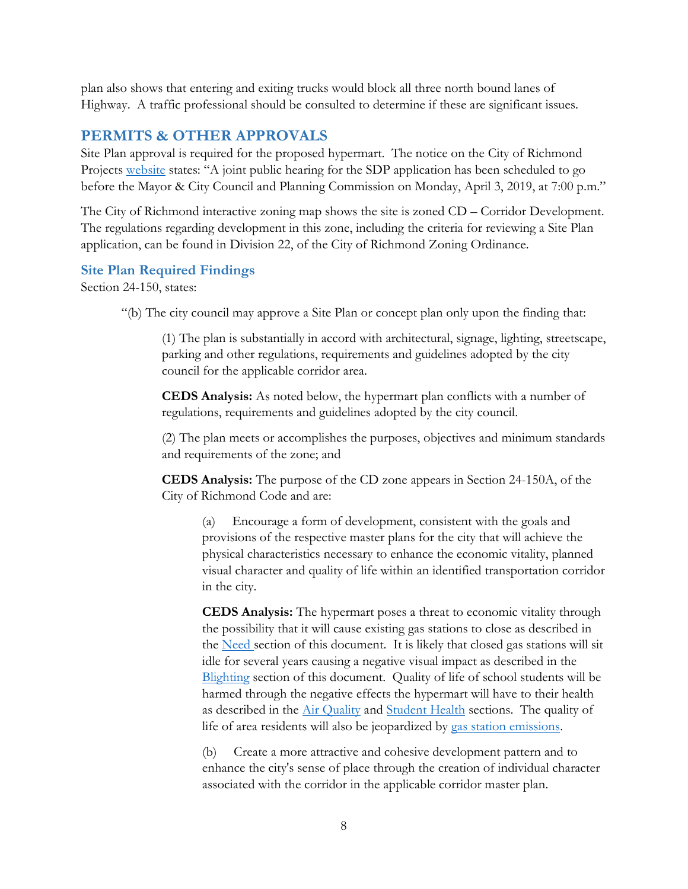plan also shows that entering and exiting trucks would block all three north bound lanes of Highway. A traffic professional should be consulted to determine if these are significant issues.

## PERMITS & OTHER APPROVALS

Site Plan approval is required for the proposed hypermart. The notice on the City of Richmond Projects website states: "A joint public hearing for the SDP application has been scheduled to go before the Mayor & City Council and Planning Commission on Monday, April 3, 2019, at 7:00 p.m."

The City of Richmond interactive zoning map shows the site is zoned CD – Corridor Development. The regulations regarding development in this zone, including the criteria for reviewing a Site Plan application, can be found in Division 22, of the City of Richmond Zoning Ordinance.

### Site Plan Required Findings

Section 24-150, states:

> "(b) The city council may approve a Site Plan or concept plan only upon the finding that:
>
> > (1) The plan is substantially in accord with architectural, signage, lighting, streetscape, parking and other regulations, requirements and guidelines adopted by the city council for the applicable corridor area.
> >
> > **CEDS Analysis:** As noted below, the hypermart plan conflicts with a number of regulations, requirements and guidelines adopted by the city council.
> >
> > (2) The plan meets or accomplishes the purposes, objectives and minimum standards and requirements of the zone; and
> >
> > **CEDS Analysis:** The purpose of the CD zone appears in Section 24-150A, of the City of Richmond Code and are:
> >
> > > (a) Encourage a form of development, consistent with the goals and provisions of the respective master plans for the city that will achieve the physical characteristics necessary to enhance the economic vitality, planned visual character and quality of life within an identified transportation corridor in the city.
> > >
> > > **CEDS Analysis:** The hypermart poses a threat to economic vitality through the possibility that it will cause existing gas stations to close as described in the Need section of this document. It is likely that closed gas stations will sit idle for several years causing a negative visual impact as described in the Blighting section of this document. Quality of life of school students will be harmed through the negative effects the hypermart will have to their health as described in the Air Quality and Student Health sections. The quality of life of area residents will also be jeopardized by gas station emissions.
> > >
> > > (b) Create a more attractive and cohesive development pattern and to enhance the city's sense of place through the creation of individual character associated with the corridor in the applicable corridor master plan.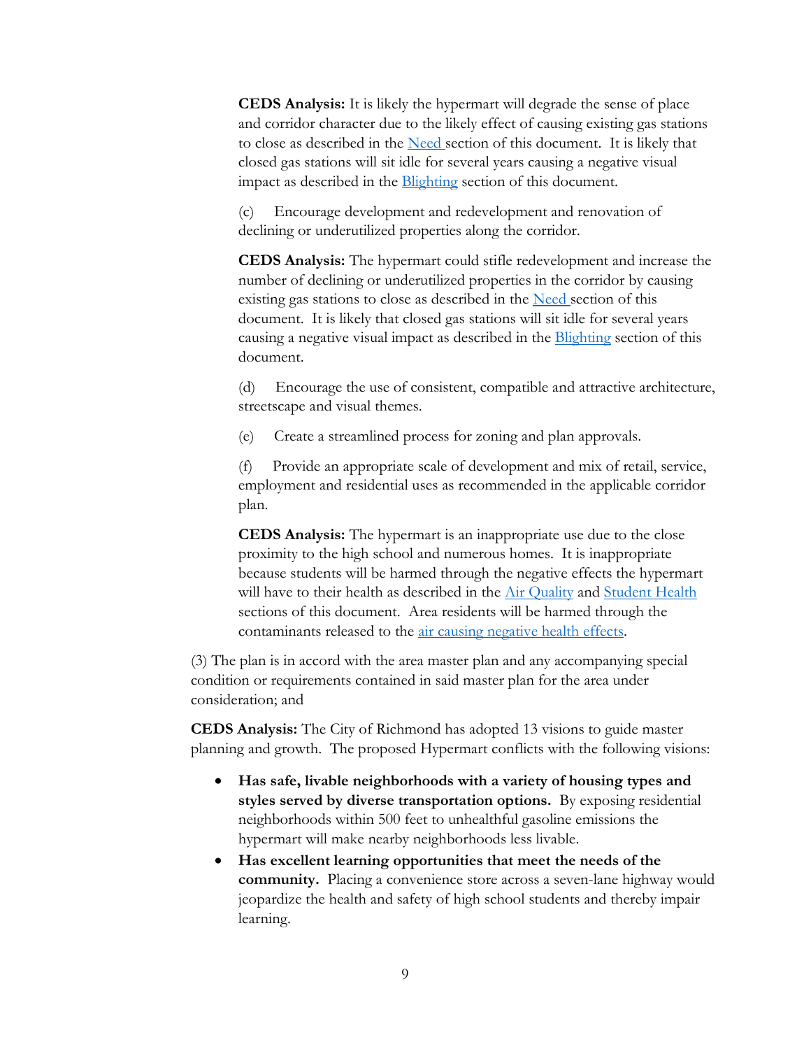**CEDS Analysis:** It is likely the hypermart will degrade the sense of place and corridor character due to the likely effect of causing existing gas stations to close as described in the Need section of this document. It is likely that closed gas stations will sit idle for several years causing a negative visual impact as described in the Blighting section of this document.

(c) Encourage development and redevelopment and renovation of declining or underutilized properties along the corridor.

**CEDS Analysis:** The hypermart could stifle redevelopment and increase the number of declining or underutilized properties in the corridor by causing existing gas stations to close as described in the Need section of this document. It is likely that closed gas stations will sit idle for several years causing a negative visual impact as described in the Blighting section of this document.

(d) Encourage the use of consistent, compatible and attractive architecture, streetscape and visual themes.

(e) Create a streamlined process for zoning and plan approvals.

(f) Provide an appropriate scale of development and mix of retail, service, employment and residential uses as recommended in the applicable corridor plan.

**CEDS Analysis:** The hypermart is an inappropriate use due to the close proximity to the high school and numerous homes. It is inappropriate because students will be harmed through the negative effects the hypermart will have to their health as described in the Air Quality and Student Health sections of this document. Area residents will be harmed through the contaminants released to the air causing negative health effects.

(3) The plan is in accord with the area master plan and any accompanying special condition or requirements contained in said master plan for the area under consideration; and

**CEDS Analysis:** The City of Richmond has adopted 13 visions to guide master planning and growth. The proposed Hypermart conflicts with the following visions:

- **Has safe, livable neighborhoods with a variety of housing types and styles served by diverse transportation options.** By exposing residential neighborhoods within 500 feet to unhealthful gasoline emissions the hypermart will make nearby neighborhoods less livable.
- **Has excellent learning opportunities that meet the needs of the community.** Placing a convenience store across a seven-lane highway would jeopardize the health and safety of high school students and thereby impair learning.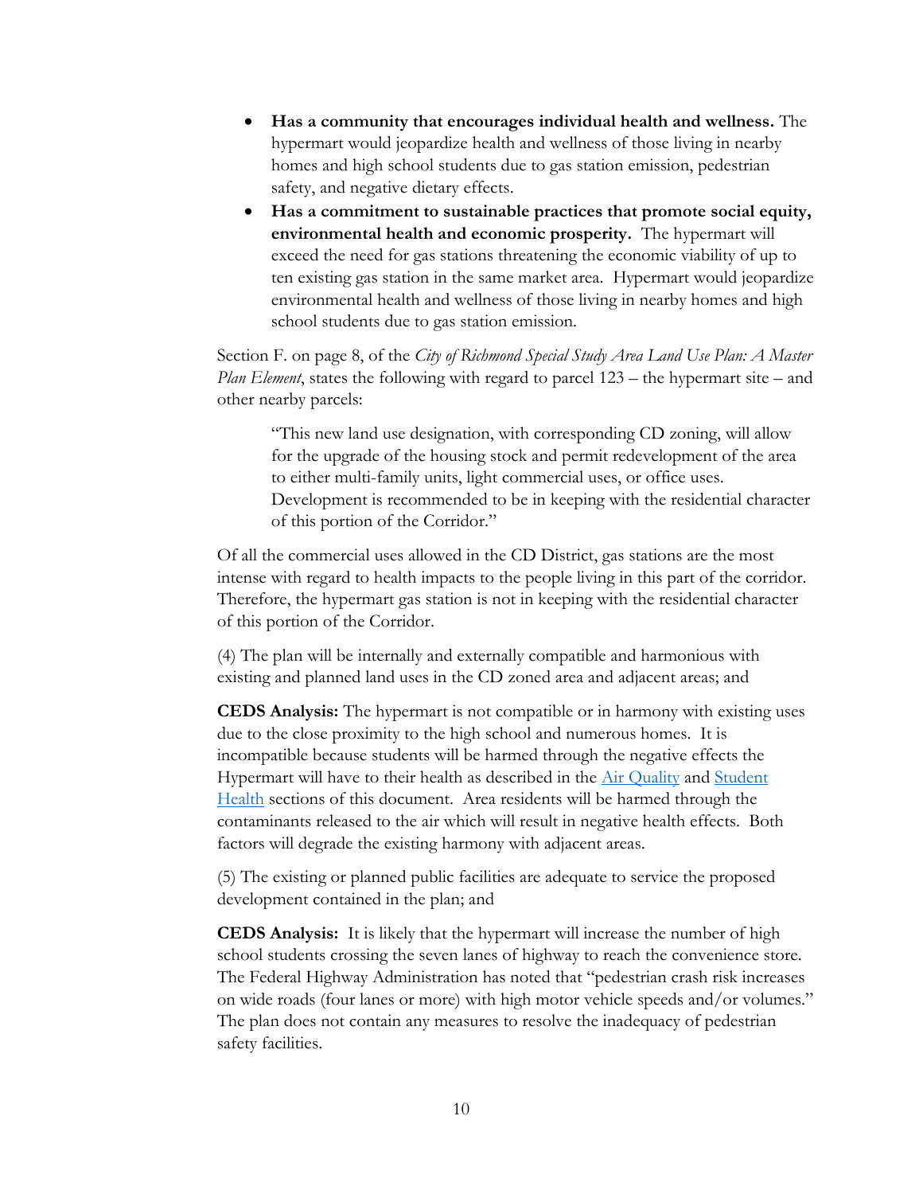- **Has a community that encourages individual health and wellness.** The hypermart would jeopardize health and wellness of those living in nearby homes and high school students due to gas station emission, pedestrian safety, and negative dietary effects.
- **Has a commitment to sustainable practices that promote social equity, environmental health and economic prosperity.** The hypermart will exceed the need for gas stations threatening the economic viability of up to ten existing gas station in the same market area. Hypermart would jeopardize environmental health and wellness of those living in nearby homes and high school students due to gas station emission.

Section F. on page 8, of the *City of Richmond Special Study Area Land Use Plan: A Master Plan Element*, states the following with regard to parcel 123 – the hypermart site – and other nearby parcels:

> "This new land use designation, with corresponding CD zoning, will allow for the upgrade of the housing stock and permit redevelopment of the area to either multi-family units, light commercial uses, or office uses. Development is recommended to be in keeping with the residential character of this portion of the Corridor."

Of all the commercial uses allowed in the CD District, gas stations are the most intense with regard to health impacts to the people living in this part of the corridor. Therefore, the hypermart gas station is not in keeping with the residential character of this portion of the Corridor.

(4) The plan will be internally and externally compatible and harmonious with existing and planned land uses in the CD zoned area and adjacent areas; and

**CEDS Analysis:** The hypermart is not compatible or in harmony with existing uses due to the close proximity to the high school and numerous homes. It is incompatible because students will be harmed through the negative effects the Hypermart will have to their health as described in the Air Quality and Student Health sections of this document. Area residents will be harmed through the contaminants released to the air which will result in negative health effects. Both factors will degrade the existing harmony with adjacent areas.

(5) The existing or planned public facilities are adequate to service the proposed development contained in the plan; and

**CEDS Analysis:** It is likely that the hypermart will increase the number of high school students crossing the seven lanes of highway to reach the convenience store. The Federal Highway Administration has noted that "pedestrian crash risk increases on wide roads (four lanes or more) with high motor vehicle speeds and/or volumes." The plan does not contain any measures to resolve the inadequacy of pedestrian safety facilities.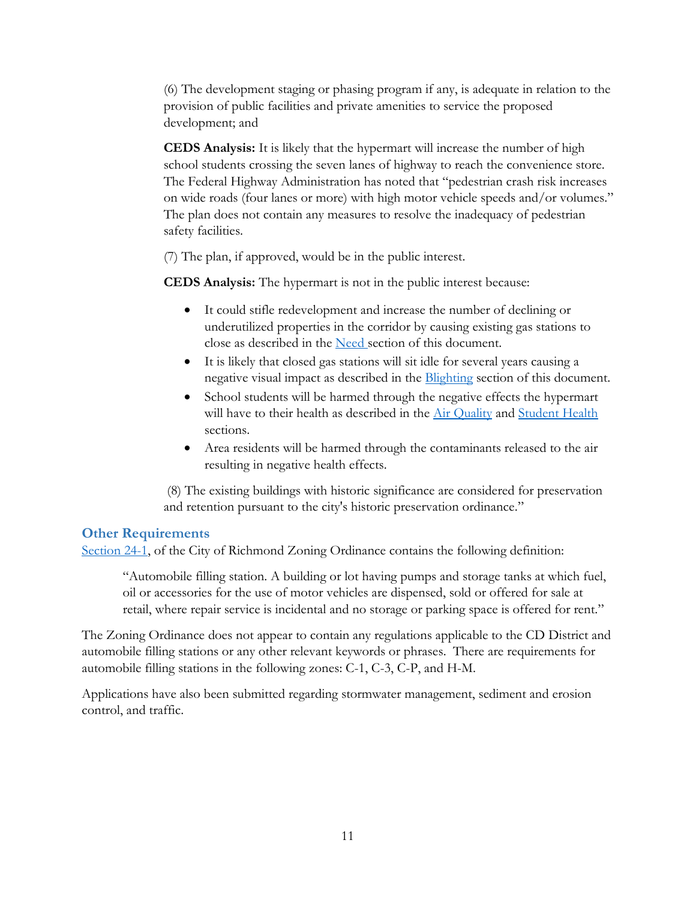(6) The development staging or phasing program if any, is adequate in relation to the provision of public facilities and private amenities to service the proposed development; and

**CEDS Analysis:** It is likely that the hypermart will increase the number of high school students crossing the seven lanes of highway to reach the convenience store. The Federal Highway Administration has noted that "pedestrian crash risk increases on wide roads (four lanes or more) with high motor vehicle speeds and/or volumes." The plan does not contain any measures to resolve the inadequacy of pedestrian safety facilities.

(7) The plan, if approved, would be in the public interest.

**CEDS Analysis:** The hypermart is not in the public interest because:

- It could stifle redevelopment and increase the number of declining or underutilized properties in the corridor by causing existing gas stations to close as described in the Need section of this document.
- It is likely that closed gas stations will sit idle for several years causing a negative visual impact as described in the Blighting section of this document.
- School students will be harmed through the negative effects the hypermart will have to their health as described in the Air Quality and Student Health sections.
- Area residents will be harmed through the contaminants released to the air resulting in negative health effects.

(8) The existing buildings with historic significance are considered for preservation and retention pursuant to the city's historic preservation ordinance."

## Other Requirements

Section 24-1, of the City of Richmond Zoning Ordinance contains the following definition:

> "Automobile filling station. A building or lot having pumps and storage tanks at which fuel, oil or accessories for the use of motor vehicles are dispensed, sold or offered for sale at retail, where repair service is incidental and no storage or parking space is offered for rent."

The Zoning Ordinance does not appear to contain any regulations applicable to the CD District and automobile filling stations or any other relevant keywords or phrases. There are requirements for automobile filling stations in the following zones: C-1, C-3, C-P, and H-M.

Applications have also been submitted regarding stormwater management, sediment and erosion control, and traffic.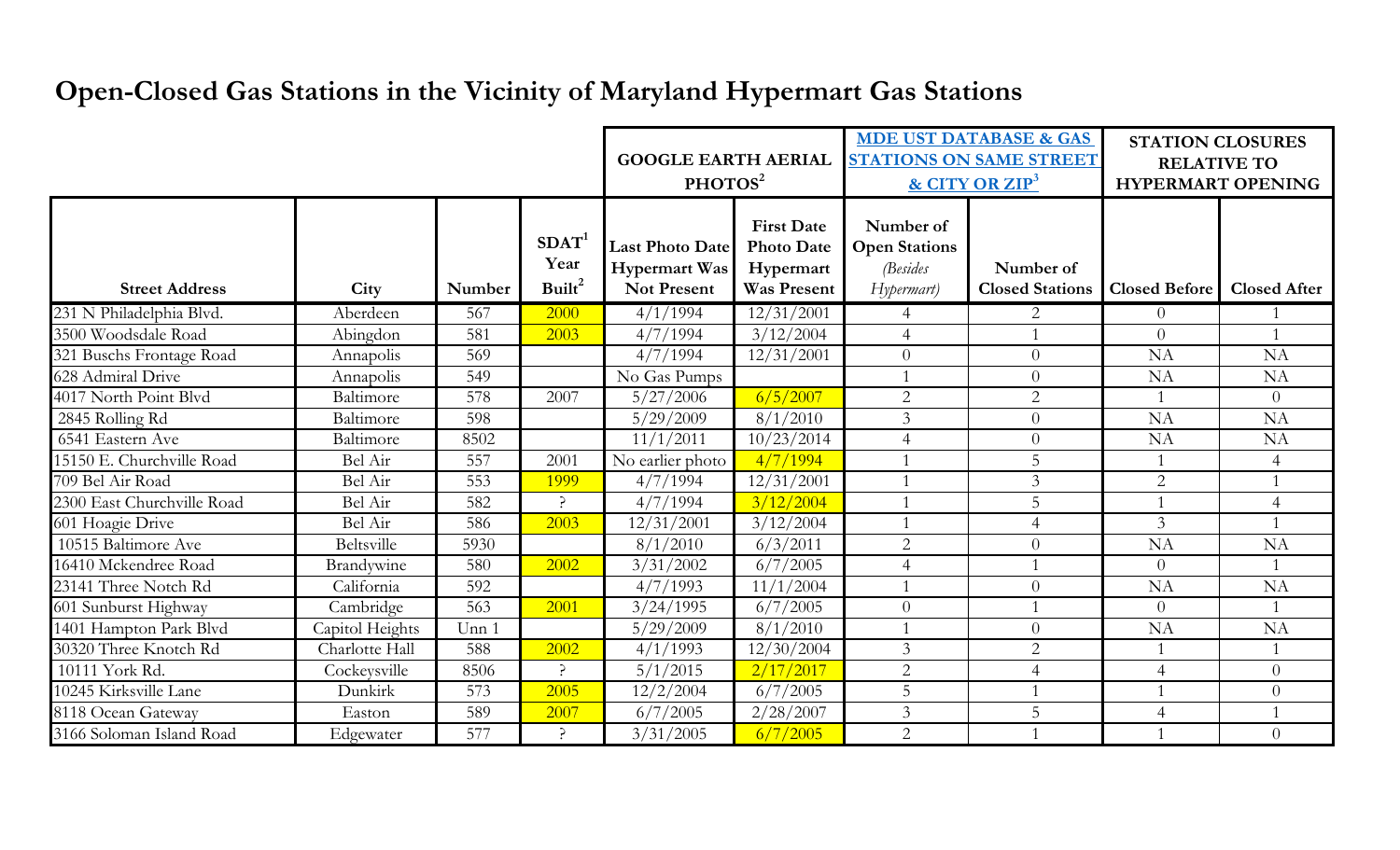# Open-Closed Gas Stations in the Vicinity of Maryland Hypermart Gas Stations

| | | | | GOOGLE EARTH AERIAL PHOTOS[2] | | MDE UST DATABASE & GAS STATIONS ON SAME STREET & CITY OR ZIP[3] | | STATION CLOSURES RELATIVE TO HYPERMART OPENING | |
|---|---|---|---|---|---|---|---|---|---|
| Street Address | City | Number | SDAT[1] Year Built[2] | Last Photo Date Hypermart Was Not Present | First Date Photo Date Hypermart Was Present | Number of Open Stations *(Besides Hypermart)* | Number of Closed Stations | Closed Before | Closed After |
| 231 N Philadelphia Blvd. | Aberdeen | 567 | 2000 | 4/1/1994 | 12/31/2001 | 4 | 2 | 0 | 1 |
| 3500 Woodsdale Road | Abingdon | 581 | 2003 | 4/7/1994 | 3/12/2004 | 4 | 1 | 0 | 1 |
| 321 Buschs Frontage Road | Annapolis | 569 | | 4/7/1994 | 12/31/2001 | 0 | 0 | NA | NA |
| 628 Admiral Drive | Annapolis | 549 | | No Gas Pumps | | 1 | 0 | NA | NA |
| 4017 North Point Blvd | Baltimore | 578 | 2007 | 5/27/2006 | 6/5/2007 | 2 | 2 | 1 | 0 |
| 2845 Rolling Rd | Baltimore | 598 | | 5/29/2009 | 8/1/2010 | 3 | 0 | NA | NA |
| 6541 Eastern Ave | Baltimore | 8502 | | 11/1/2011 | 10/23/2014 | 4 | 0 | NA | NA |
| 15150 E. Churchville Road | Bel Air | 557 | 2001 | No earlier photo | 4/7/1994 | 1 | 5 | 1 | 4 |
| 709 Bel Air Road | Bel Air | 553 | 1999 | 4/7/1994 | 12/31/2001 | 1 | 3 | 2 | 1 |
| 2300 East Churchville Road | Bel Air | 582 | ? | 4/7/1994 | 3/12/2004 | 1 | 5 | 1 | 4 |
| 601 Hoagie Drive | Bel Air | 586 | 2003 | 12/31/2001 | 3/12/2004 | 1 | 4 | 3 | 1 |
| 10515 Baltimore Ave | Beltsville | 5930 | | 8/1/2010 | 6/3/2011 | 2 | 0 | NA | NA |
| 16410 Mckendree Road | Brandywine | 580 | 2002 | 3/31/2002 | 6/7/2005 | 4 | 1 | 0 | 1 |
| 23141 Three Notch Rd | California | 592 | | 4/7/1993 | 11/1/2004 | 1 | 0 | NA | NA |
| 601 Sunburst Highway | Cambridge | 563 | 2001 | 3/24/1995 | 6/7/2005 | 0 | 1 | 0 | 1 |
| 1401 Hampton Park Blvd | Capitol Heights | Unn 1 | | 5/29/2009 | 8/1/2010 | 1 | 0 | NA | NA |
| 30320 Three Knotch Rd | Charlotte Hall | 588 | 2002 | 4/1/1993 | 12/30/2004 | 3 | 2 | 1 | 1 |
| 10111 York Rd. | Cockeysville | 8506 | ? | 5/1/2015 | 2/17/2017 | 2 | 4 | 4 | 0 |
| 10245 Kirksville Lane | Dunkirk | 573 | 2005 | 12/2/2004 | 6/7/2005 | 5 | 1 | 1 | 0 |
| 8118 Ocean Gateway | Easton | 589 | 2007 | 6/7/2005 | 2/28/2007 | 3 | 5 | 4 | 1 |
| 3166 Soloman Island Road | Edgewater | 577 | ? | 3/31/2005 | 6/7/2005 | 2 | 1 | 1 | 0 |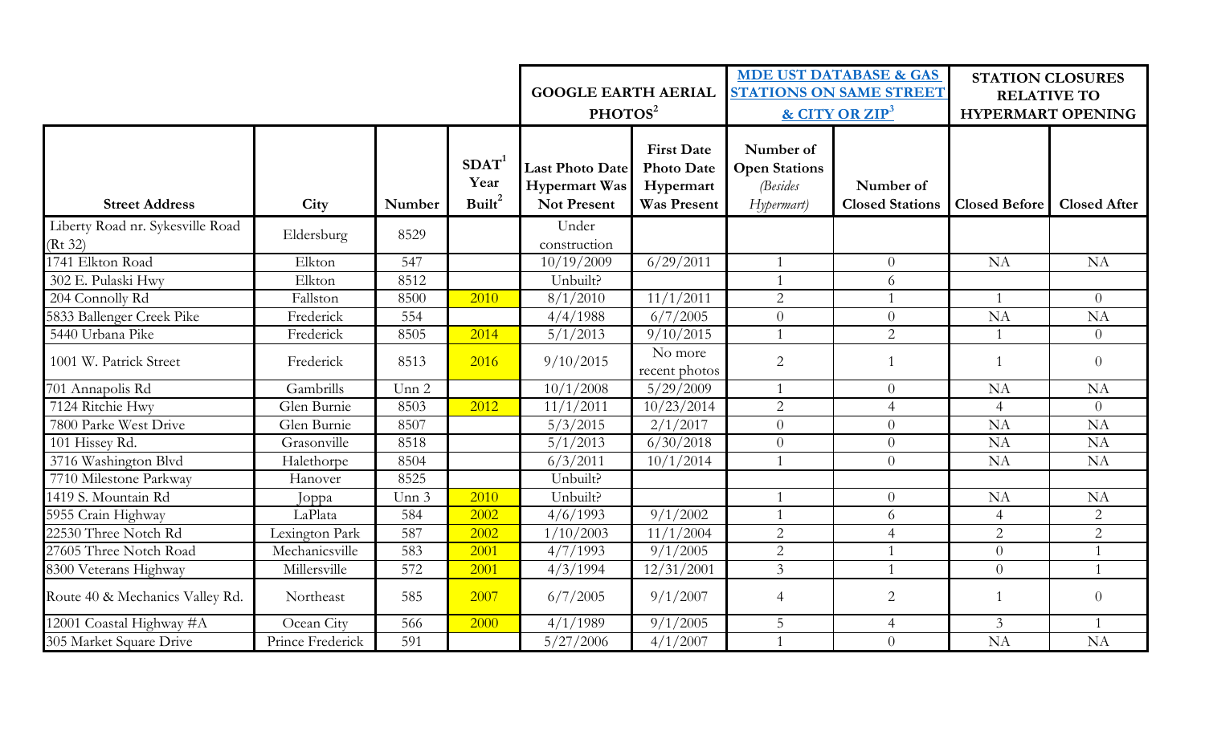| | | | | GOOGLE EARTH AERIAL PHOTOS[2] | | MDE UST DATABASE & GAS STATIONS ON SAME STREET & CITY OR ZIP[3] | | STATION CLOSURES RELATIVE TO HYPERMART OPENING | |
|---|---|---|---|---|---|---|---|---|---|
| **Street Address** | **City** | **Number** | **SDAT[1] Year Built[2]** | **Last Photo Date Hypermart Was Not Present** | **First Date Photo Date Hypermart Was Present** | **Number of Open Stations** *(Besides Hypermart)* | **Number of Closed Stations** | **Closed Before** | **Closed After** |
| Liberty Road nr. Sykesville Road (Rt 32) | Eldersburg | 8529 | | Under construction | | | | | |
| 1741 Elkton Road | Elkton | 547 | | 10/19/2009 | 6/29/2011 | 1 | 0 | NA | NA |
| 302 E. Pulaski Hwy | Elkton | 8512 | | Unbuilt? | | 1 | 6 | | |
| 204 Connolly Rd | Fallston | 8500 | 2010 | 8/1/2010 | 11/1/2011 | 2 | 1 | 1 | 0 |
| 5833 Ballenger Creek Pike | Frederick | 554 | | 4/4/1988 | 6/7/2005 | 0 | 0 | NA | NA |
| 5440 Urbana Pike | Frederick | 8505 | 2014 | 5/1/2013 | 9/10/2015 | 1 | 2 | 1 | 0 |
| 1001 W. Patrick Street | Frederick | 8513 | 2016 | 9/10/2015 | No more recent photos | 2 | 1 | 1 | 0 |
| 701 Annapolis Rd | Gambrills | Unn 2 | | 10/1/2008 | 5/29/2009 | 1 | 0 | NA | NA |
| 7124 Ritchie Hwy | Glen Burnie | 8503 | 2012 | 11/1/2011 | 10/23/2014 | 2 | 4 | 4 | 0 |
| 7800 Parke West Drive | Glen Burnie | 8507 | | 5/3/2015 | 2/1/2017 | 0 | 0 | NA | NA |
| 101 Hissey Rd. | Grasonville | 8518 | | 5/1/2013 | 6/30/2018 | 0 | 0 | NA | NA |
| 3716 Washington Blvd | Halethorpe | 8504 | | 6/3/2011 | 10/1/2014 | 1 | 0 | NA | NA |
| 7710 Milestone Parkway | Hanover | 8525 | | Unbuilt? | | | | | |
| 1419 S. Mountain Rd | Joppa | Unn 3 | 2010 | Unbuilt? | | 1 | 0 | NA | NA |
| 5955 Crain Highway | LaPlata | 584 | 2002 | 4/6/1993 | 9/1/2002 | 1 | 6 | 4 | 2 |
| 22530 Three Notch Rd | Lexington Park | 587 | 2002 | 1/10/2003 | 11/1/2004 | 2 | 4 | 2 | 2 |
| 27605 Three Notch Road | Mechanicsville | 583 | 2001 | 4/7/1993 | 9/1/2005 | 2 | 1 | 0 | 1 |
| 8300 Veterans Highway | Millersville | 572 | 2001 | 4/3/1994 | 12/31/2001 | 3 | 1 | 0 | 1 |
| Route 40 & Mechanics Valley Rd. | Northeast | 585 | 2007 | 6/7/2005 | 9/1/2007 | 4 | 2 | 1 | 0 |
| 12001 Coastal Highway #A | Ocean City | 566 | 2000 | 4/1/1989 | 9/1/2005 | 5 | 4 | 3 | 1 |
| 305 Market Square Drive | Prince Frederick | 591 | | 5/27/2006 | 4/1/2007 | 1 | 0 | NA | NA |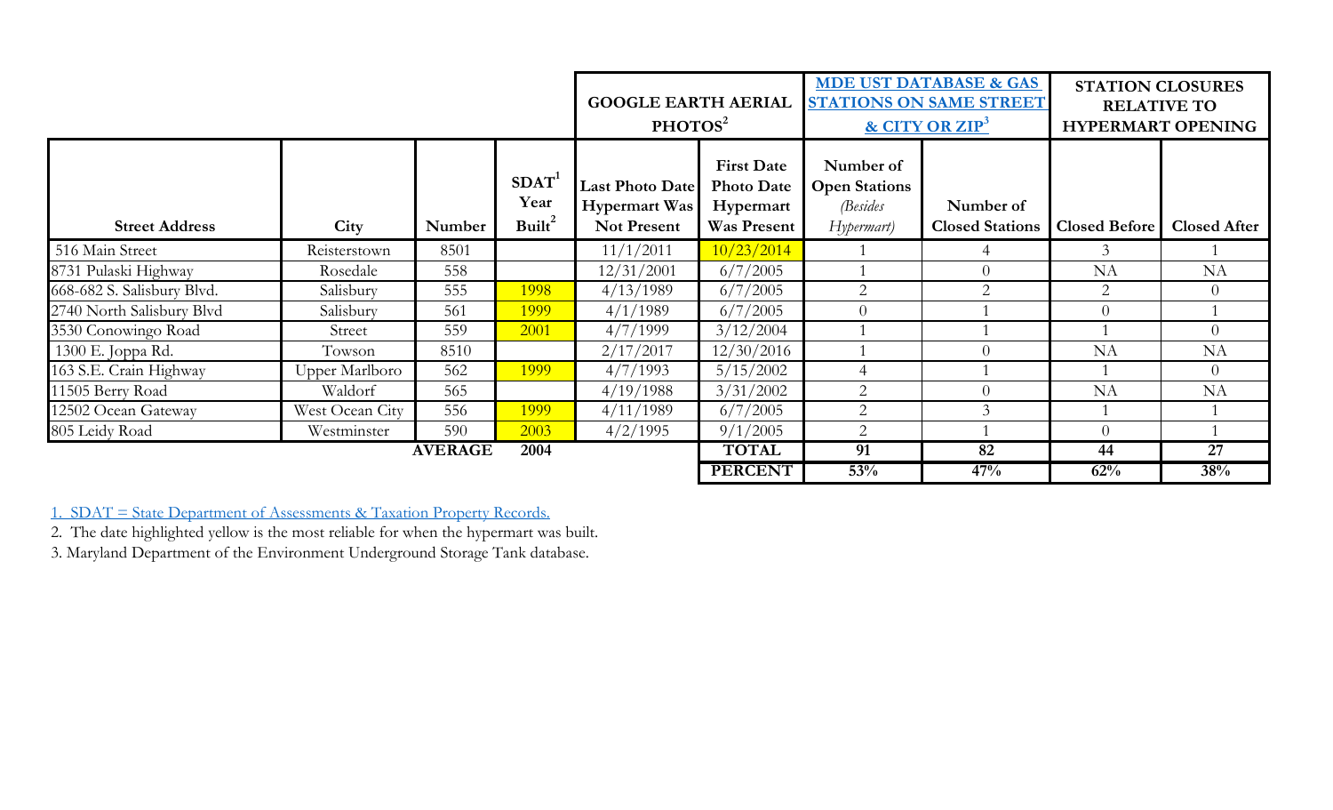| | | | | GOOGLE EARTH AERIAL PHOTOS[2] | | MDE UST DATABASE & GAS STATIONS ON SAME STREET & CITY OR ZIP[3] | | STATION CLOSURES RELATIVE TO HYPERMART OPENING | |
|---|---|---|---|---|---|---|---|---|---|
| **Street Address** | **City** | **Number** | **SDAT[1] Year Built[2]** | **Last Photo Date Hypermart Was Not Present** | **First Date Photo Date Hypermart Was Present** | **Number of Open Stations** *(Besides Hypermart)* | **Number of Closed Stations** | **Closed Before** | **Closed After** |
| 516 Main Street | Reisterstown | 8501 | | 11/1/2011 | 10/23/2014 | 1 | 4 | 3 | 1 |
| 8731 Pulaski Highway | Rosedale | 558 | | 12/31/2001 | 6/7/2005 | 1 | 0 | NA | NA |
| 668-682 S. Salisbury Blvd. | Salisbury | 555 | 1998 | 4/13/1989 | 6/7/2005 | 2 | 2 | 2 | 0 |
| 2740 North Salisbury Blvd | Salisbury | 561 | 1999 | 4/1/1989 | 6/7/2005 | 0 | 1 | 0 | 1 |
| 3530 Conowingo Road | Street | 559 | 2001 | 4/7/1999 | 3/12/2004 | 1 | 1 | 1 | 0 |
| 1300 E. Joppa Rd. | Towson | 8510 | | 2/17/2017 | 12/30/2016 | 1 | 0 | NA | NA |
| 163 S.E. Crain Highway | Upper Marlboro | 562 | 1999 | 4/7/1993 | 5/15/2002 | 4 | 1 | 1 | 0 |
| 11505 Berry Road | Waldorf | 565 | | 4/19/1988 | 3/31/2002 | 2 | 0 | NA | NA |
| 12502 Ocean Gateway | West Ocean City | 556 | 1999 | 4/11/1989 | 6/7/2005 | 2 | 3 | 1 | 1 |
| 805 Leidy Road | Westminster | 590 | 2003 | 4/2/1995 | 9/1/2005 | 2 | 1 | 0 | 1 |
| | | **AVERAGE** | **2004** | | **TOTAL** | **91** | **82** | **44** | **27** |
| | | | | | **PERCENT** | **53%** | **47%** | **62%** | **38%** |

1. SDAT = State Department of Assessments & Taxation Property Records.

2. The date highlighted yellow is the most reliable for when the hypermart was built.

3. Maryland Department of the Environment Underground Storage Tank database.